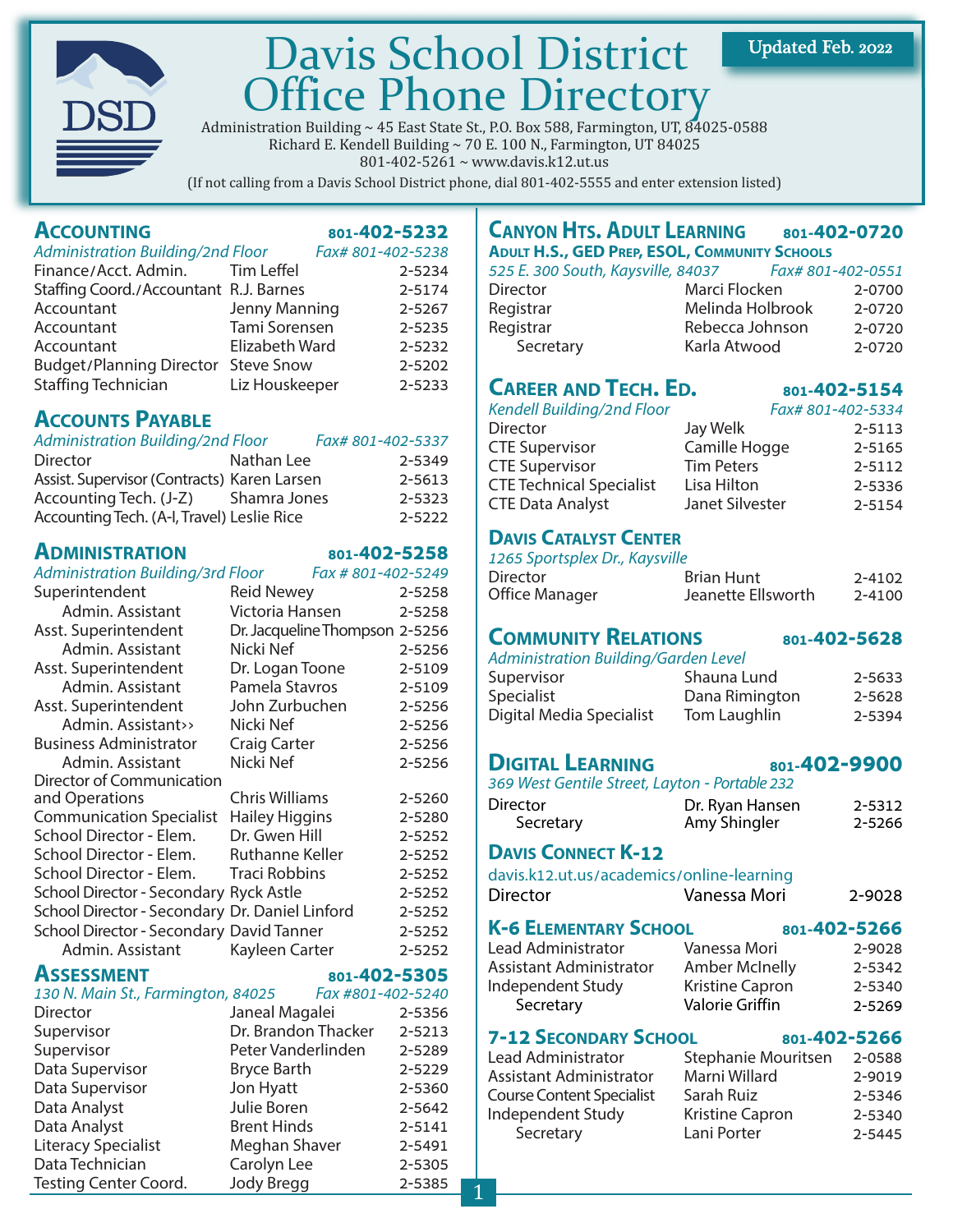# Davis School District Office Phone Directory

**Updated Feb. 2022**

Administration Building ~ 45 East State St., P.O. Box 588, Farmington, UT, 84025-0588
Richard E. Kendell Building ~ 70 E. 100 N., Farmington, UT 84025
801-402-5261 ~ www.davis.k12.ut.us
(If not calling from a Davis School District phone, dial 801-402-5555 and enter extension listed)

## Accounting — 801-402-5232

*Administration Building/2nd Floor* — *Fax# 801-402-5238*

| Title | Name | Ext. |
|---|---|---|
| Finance/Acct. Admin. | Tim Leffel | 2-5234 |
| Staffing Coord./Accountant | R.J. Barnes | 2-5174 |
| Accountant | Jenny Manning | 2-5267 |
| Accountant | Tami Sorensen | 2-5235 |
| Accountant | Elizabeth Ward | 2-5232 |
| Budget/Planning Director | Steve Snow | 2-5202 |
| Staffing Technician | Liz Houskeeper | 2-5233 |

## Accounts Payable

*Administration Building/2nd Floor* — *Fax# 801-402-5337*

| Title | Name | Ext. |
|---|---|---|
| Director | Nathan Lee | 2-5349 |
| Assist. Supervisor (Contracts) | Karen Larsen | 2-5613 |
| Accounting Tech. (J-Z) | Shamra Jones | 2-5323 |
| Accounting Tech. (A-I, Travel) | Leslie Rice | 2-5222 |

## Administration — 801-402-5258

*Administration Building/3rd Floor* — *Fax # 801-402-5249*

| Title | Name | Ext. |
|---|---|---|
| Superintendent | Reid Newey | 2-5258 |
| Admin. Assistant | Victoria Hansen | 2-5258 |
| Asst. Superintendent | Dr. Jacqueline Thompson | 2-5256 |
| Admin. Assistant | Nicki Nef | 2-5256 |
| Asst. Superintendent | Dr. Logan Toone | 2-5109 |
| Admin. Assistant | Pamela Stavros | 2-5109 |
| Asst. Superintendent | John Zurbuchen | 2-5256 |
| Admin. Assistant›› | Nicki Nef | 2-5256 |
| Business Administrator | Craig Carter | 2-5256 |
| Admin. Assistant | Nicki Nef | 2-5256 |
| Director of Communication and Operations | Chris Williams | 2-5260 |
| Communication Specialist | Hailey Higgins | 2-5280 |
| School Director - Elem. | Dr. Gwen Hill | 2-5252 |
| School Director - Elem. | Ruthanne Keller | 2-5252 |
| School Director - Elem. | Traci Robbins | 2-5252 |
| School Director - Secondary | Ryck Astle | 2-5252 |
| School Director - Secondary | Dr. Daniel Linford | 2-5252 |
| School Director - Secondary | David Tanner | 2-5252 |
| Admin. Assistant | Kayleen Carter | 2-5252 |

## Assessment — 801-402-5305

*130 N. Main St., Farmington, 84025* — *Fax #801-402-5240*

| Title | Name | Ext. |
|---|---|---|
| Director | Janeal Magalei | 2-5356 |
| Supervisor | Dr. Brandon Thacker | 2-5213 |
| Supervisor | Peter Vanderlinden | 2-5289 |
| Data Supervisor | Bryce Barth | 2-5229 |
| Data Supervisor | Jon Hyatt | 2-5360 |
| Data Analyst | Julie Boren | 2-5642 |
| Data Analyst | Brent Hinds | 2-5141 |
| Literacy Specialist | Meghan Shaver | 2-5491 |
| Data Technician | Carolyn Lee | 2-5305 |
| Testing Center Coord. | Jody Bregg | 2-5385 |

## Canyon Hts. Adult Learning — 801-402-0720

**Adult H.S., GED Prep, ESOL, Community Schools**

*525 E. 300 South, Kaysville, 84037* — *Fax# 801-402-0551*

| Title | Name | Ext. |
|---|---|---|
| Director | Marci Flocken | 2-0700 |
| Registrar | Melinda Holbrook | 2-0720 |
| Registrar | Rebecca Johnson | 2-0720 |
| Secretary | Karla Atwood | 2-0720 |

## Career and Tech. Ed. — 801-402-5154

*Kendell Building/2nd Floor* — *Fax# 801-402-5334*

| Title | Name | Ext. |
|---|---|---|
| Director | Jay Welk | 2-5113 |
| CTE Supervisor | Camille Hogge | 2-5165 |
| CTE Supervisor | Tim Peters | 2-5112 |
| CTE Technical Specialist | Lisa Hilton | 2-5336 |
| CTE Data Analyst | Janet Silvester | 2-5154 |

## Davis Catalyst Center

*1265 Sportsplex Dr., Kaysville*

| Title | Name | Ext. |
|---|---|---|
| Director | Brian Hunt | 2-4102 |
| Office Manager | Jeanette Ellsworth | 2-4100 |

## Community Relations — 801-402-5628

*Administration Building/Garden Level*

| Title | Name | Ext. |
|---|---|---|
| Supervisor | Shauna Lund | 2-5633 |
| Specialist | Dana Rimington | 2-5628 |
| Digital Media Specialist | Tom Laughlin | 2-5394 |

## Digital Learning — 801-402-9900

*369 West Gentile Street, Layton - Portable 232*

| Title | Name | Ext. |
|---|---|---|
| Director | Dr. Ryan Hansen | 2-5312 |
| Secretary | Amy Shingler | 2-5266 |

## Davis Connect K-12

davis.k12.ut.us/academics/online-learning

| Title | Name | Ext. |
|---|---|---|
| Director | Vanessa Mori | 2-9028 |

## K-6 Elementary School — 801-402-5266

| Title | Name | Ext. |
|---|---|---|
| Lead Administrator | Vanessa Mori | 2-9028 |
| Assistant Administrator | Amber McInelly | 2-5342 |
| Independent Study | Kristine Capron | 2-5340 |
| Secretary | Valorie Griffin | 2-5269 |

## 7-12 Secondary School — 801-402-5266

| Title | Name | Ext. |
|---|---|---|
| Lead Administrator | Stephanie Mouritsen | 2-0588 |
| Assistant Administrator | Marni Willard | 2-9019 |
| Course Content Specialist | Sarah Ruiz | 2-5346 |
| Independent Study | Kristine Capron | 2-5340 |
| Secretary | Lani Porter | 2-5445 |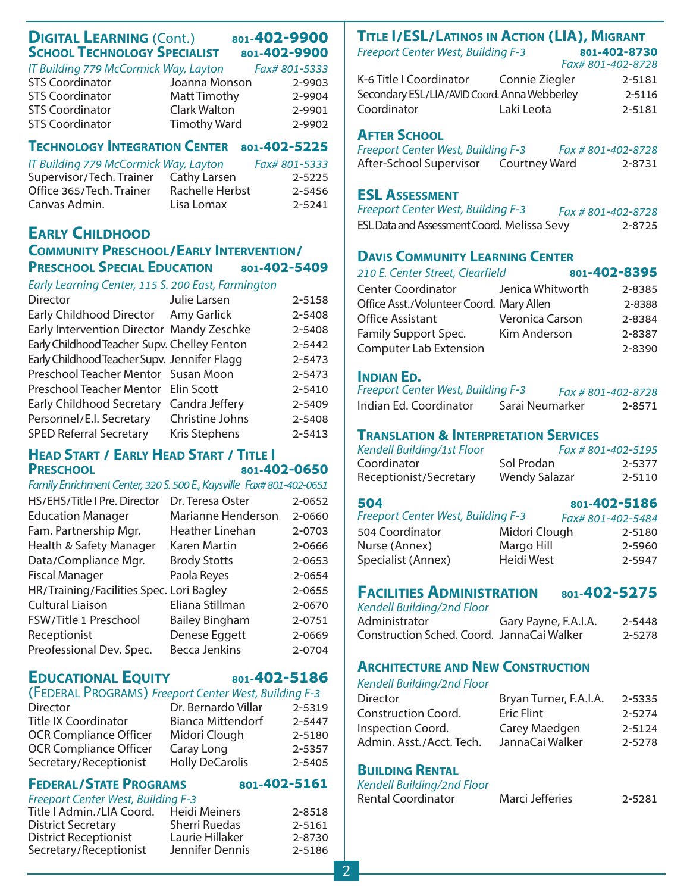## Digital Learning (Cont.) 801-402-9900

### School Technology Specialist 801-402-9900

*IT Building 779 McCormick Way, Layton* *Fax# 801-5333*

| | | |
|---|---|---|
| STS Coordinator | Joanna Monson | 2-9903 |
| STS Coordinator | Matt Timothy | 2-9904 |
| STS Coordinator | Clark Walton | 2-9901 |
| STS Coordinator | Timothy Ward | 2-9902 |

### Technology Integration Center 801-402-5225

*IT Building 779 McCormick Way, Layton* *Fax# 801-5333*

| | | |
|---|---|---|
| Supervisor/Tech. Trainer | Cathy Larsen | 2-5225 |
| Office 365/Tech. Trainer | Rachelle Herbst | 2-5456 |
| Canvas Admin. | Lisa Lomax | 2-5241 |

## Early Childhood

### Community Preschool/Early Intervention/ Preschool Special Education 801-402-5409

*Early Learning Center, 115 S. 200 East, Farmington*

| | | |
|---|---|---|
| Director | Julie Larsen | 2-5158 |
| Early Childhood Director | Amy Garlick | 2-5408 |
| Early Intervention Director | Mandy Zeschke | 2-5408 |
| Early Childhood Teacher Supv. | Chelley Fenton | 2-5442 |
| Early Childhood Teacher Supv. | Jennifer Flagg | 2-5473 |
| Preschool Teacher Mentor | Susan Moon | 2-5473 |
| Preschool Teacher Mentor | Elin Scott | 2-5410 |
| Early Childhood Secretary | Candra Jeffery | 2-5409 |
| Personnel/E.I. Secretary | Christine Johns | 2-5408 |
| SPED Referral Secretary | Kris Stephens | 2-5413 |

### Head Start / Early Head Start / Title I Preschool 801-402-0650

*Family Enrichment Center, 320 S. 500 E., Kaysville* *Fax# 801-402-0651*

| | | |
|---|---|---|
| HS/EHS/Title I Pre. Director | Dr. Teresa Oster | 2-0652 |
| Education Manager | Marianne Henderson | 2-0660 |
| Fam. Partnership Mgr. | Heather Linehan | 2-0703 |
| Health & Safety Manager | Karen Martin | 2-0666 |
| Data/Compliance Mgr. | Brody Stotts | 2-0653 |
| Fiscal Manager | Paola Reyes | 2-0654 |
| HR/Training/Facilities Spec. | Lori Bagley | 2-0655 |
| Cultural Liaison | Eliana Stillman | 2-0670 |
| FSW/Title 1 Preschool | Bailey Bingham | 2-0751 |
| Receptionist | Denese Eggett | 2-0669 |
| Preofessional Dev. Spec. | Becca Jenkins | 2-0704 |

## Educational Equity 801-402-5186

(Federal Programs) *Freeport Center West, Building F-3*

| | | |
|---|---|---|
| Director | Dr. Bernardo Villar | 2-5319 |
| Title IX Coordinator | Bianca Mittendorf | 2-5447 |
| OCR Compliance Officer | Midori Clough | 2-5180 |
| OCR Compliance Officer | Caray Long | 2-5357 |
| Secretary/Receptionist | Holly DeCarolis | 2-5405 |

## Federal/State Programs 801-402-5161

*Freeport Center West, Building F-3*

| | | |
|---|---|---|
| Title I Admin./LIA Coord. | Heidi Meiners | 2-8518 |
| District Secretary | Sherri Ruedas | 2-5161 |
| District Receptionist | Laurie Hillaker | 2-8730 |
| Secretary/Receptionist | Jennifer Dennis | 2-5186 |

## Title I/ESL/Latinos in Action (LIA), Migrant 801-402-8730

*Freeport Center West, Building F-3* *Fax# 801-402-8728*

| | | |
|---|---|---|
| K-6 Title I Coordinator | Connie Ziegler | 2-5181 |
| Secondary ESL/LIA/AVID Coord. | Anna Webberley | 2-5116 |
| Coordinator | Laki Leota | 2-5181 |

## After School

*Freeport Center West, Building F-3* *Fax # 801-402-8728*

| | | |
|---|---|---|
| After-School Supervisor | Courtney Ward | 2-8731 |

## ESL Assessment

*Freeport Center West, Building F-3* *Fax # 801-402-8728*

| | | |
|---|---|---|
| ESL Data and Assessment Coord. | Melissa Sevy | 2-8725 |

## Davis Community Learning Center 801-402-8395

*210 E. Center Street, Clearfield*

| | | |
|---|---|---|
| Center Coordinator | Jenica Whitworth | 2-8385 |
| Office Asst./Volunteer Coord. | Mary Allen | 2-8388 |
| Office Assistant | Veronica Carson | 2-8384 |
| Family Support Spec. | Kim Anderson | 2-8387 |
| Computer Lab Extension | | 2-8390 |

## Indian Ed.

*Freeport Center West, Building F-3* *Fax # 801-402-8728*

| | | |
|---|---|---|
| Indian Ed. Coordinator | Sarai Neumarker | 2-8571 |

## Translation & Interpretation Services

*Kendell Building/1st Floor* *Fax # 801-402-5195*

| | | |
|---|---|---|
| Coordinator | Sol Prodan | 2-5377 |
| Receptionist/Secretary | Wendy Salazar | 2-5110 |

## 504 801-402-5186

*Freeport Center West, Building F-3* *Fax# 801-402-5484*

| | | |
|---|---|---|
| 504 Coordinator | Midori Clough | 2-5180 |
| Nurse (Annex) | Margo Hill | 2-5960 |
| Specialist (Annex) | Heidi West | 2-5947 |

## Facilities Administration 801-402-5275

*Kendell Building/2nd Floor*

| | | |
|---|---|---|
| Administrator | Gary Payne, F.A.I.A. | 2-5448 |
| Construction Sched. Coord. | JannaCai Walker | 2-5278 |

## Architecture and New Construction

*Kendell Building/2nd Floor*

| | | |
|---|---|---|
| Director | Bryan Turner, F.A.I.A. | 2-5335 |
| Construction Coord. | Eric Flint | 2-5274 |
| Inspection Coord. | Carey Maedgen | 2-5124 |
| Admin. Asst./Acct. Tech. | JannaCai Walker | 2-5278 |

## Building Rental

*Kendell Building/2nd Floor*

| | | |
|---|---|---|
| Rental Coordinator | Marci Jefferies | 2-5281 |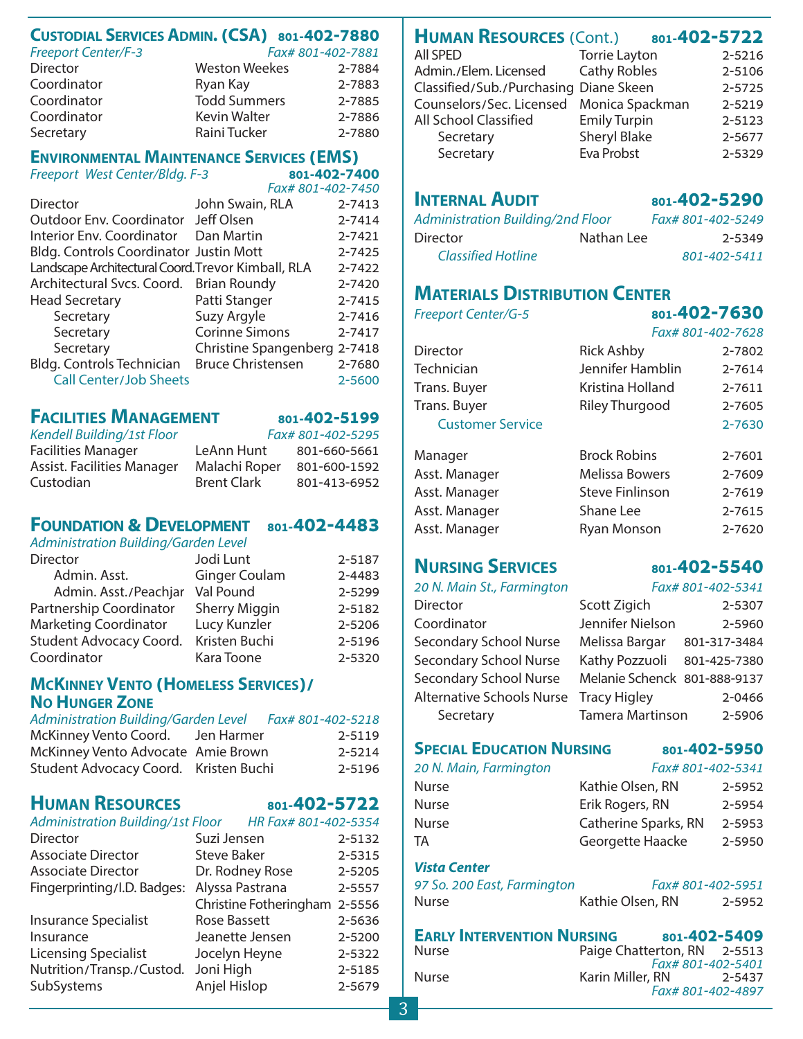## Custodial Services Admin. (CSA) 801-402-7880

*Freeport Center/F-3* *Fax# 801-402-7881*

| | | |
|---|---|---|
| Director | Weston Weekes | 2-7884 |
| Coordinator | Ryan Kay | 2-7883 |
| Coordinator | Todd Summers | 2-7885 |
| Coordinator | Kevin Walter | 2-7886 |
| Secretary | Raini Tucker | 2-7880 |

## Environmental Maintenance Services (EMS)

*Freeport West Center/Bldg. F-3* **801-402-7400**
*Fax# 801-402-7450*

| | | |
|---|---|---|
| Director | John Swain, RLA | 2-7413 |
| Outdoor Env. Coordinator | Jeff Olsen | 2-7414 |
| Interior Env. Coordinator | Dan Martin | 2-7421 |
| Bldg. Controls Coordinator | Justin Mott | 2-7425 |
| Landscape Architectural Coord. | Trevor Kimball, RLA | 2-7422 |
| Architectural Svcs. Coord. | Brian Roundy | 2-7420 |
| Head Secretary | Patti Stanger | 2-7415 |
| Secretary | Suzy Argyle | 2-7416 |
| Secretary | Corinne Simons | 2-7417 |
| Secretary | Christine Spangenberg | 2-7418 |
| Bldg. Controls Technician | Bruce Christensen | 2-7680 |
| Call Center/Job Sheets | | 2-5600 |

## Facilities Management 801-402-5199

*Kendell Building/1st Floor* *Fax# 801-402-5295*

| | | |
|---|---|---|
| Facilities Manager | LeAnn Hunt | 801-660-5661 |
| Assist. Facilities Manager | Malachi Roper | 801-600-1592 |
| Custodian | Brent Clark | 801-413-6952 |

## Foundation & Development 801-402-4483

*Administration Building/Garden Level*

| | | |
|---|---|---|
| Director | Jodi Lunt | 2-5187 |
| Admin. Asst. | Ginger Coulam | 2-4483 |
| Admin. Asst./Peachjar | Val Pound | 2-5299 |
| Partnership Coordinator | Sherry Miggin | 2-5182 |
| Marketing Coordinator | Lucy Kunzler | 2-5206 |
| Student Advocacy Coord. | Kristen Buchi | 2-5196 |
| Coordinator | Kara Toone | 2-5320 |

## McKinney Vento (Homeless Services)/ No Hunger Zone

*Administration Building/Garden Level* *Fax# 801-402-5218*

| | | |
|---|---|---|
| McKinney Vento Coord. | Jen Harmer | 2-5119 |
| McKinney Vento Advocate | Amie Brown | 2-5214 |
| Student Advocacy Coord. | Kristen Buchi | 2-5196 |

## Human Resources 801-402-5722

*Administration Building/1st Floor* *HR Fax# 801-402-5354*

| | | |
|---|---|---|
| Director | Suzi Jensen | 2-5132 |
| Associate Director | Steve Baker | 2-5315 |
| Associate Director | Dr. Rodney Rose | 2-5205 |
| Fingerprinting/I.D. Badges: | Alyssa Pastrana | 2-5557 |
| | Christine Fotheringham | 2-5556 |
| Insurance Specialist | Rose Bassett | 2-5636 |
| Insurance | Jeanette Jensen | 2-5200 |
| Licensing Specialist | Jocelyn Heyne | 2-5322 |
| Nutrition/Transp./Custod. | Joni High | 2-5185 |
| SubSystems | Anjel Hislop | 2-5679 |

## Human Resources (Cont.) 801-402-5722

| | | |
|---|---|---|
| All SPED | Torrie Layton | 2-5216 |
| Admin./Elem. Licensed | Cathy Robles | 2-5106 |
| Classified/Sub./Purchasing | Diane Skeen | 2-5725 |
| Counselors/Sec. Licensed | Monica Spackman | 2-5219 |
| All School Classified | Emily Turpin | 2-5123 |
| Secretary | Sheryl Blake | 2-5677 |
| Secretary | Eva Probst | 2-5329 |

## Internal Audit 801-402-5290

*Administration Building/2nd Floor* *Fax# 801-402-5249*

| | | |
|---|---|---|
| Director | Nathan Lee | 2-5349 |
| *Classified Hotline* | | *801-402-5411* |

## Materials Distribution Center

*Freeport Center/G-5* **801-402-7630**
*Fax# 801-402-7628*

| | | |
|---|---|---|
| Director | Rick Ashby | 2-7802 |
| Technician | Jennifer Hamblin | 2-7614 |
| Trans. Buyer | Kristina Holland | 2-7611 |
| Trans. Buyer | Riley Thurgood | 2-7605 |
| Customer Service | | 2-7630 |
| Manager | Brock Robins | 2-7601 |
| Asst. Manager | Melissa Bowers | 2-7609 |
| Asst. Manager | Steve Finlinson | 2-7619 |
| Asst. Manager | Shane Lee | 2-7615 |
| Asst. Manager | Ryan Monson | 2-7620 |

## Nursing Services 801-402-5540

*20 N. Main St., Farmington* *Fax# 801-402-5341*

| | | |
|---|---|---|
| Director | Scott Zigich | 2-5307 |
| Coordinator | Jennifer Nielson | 2-5960 |
| Secondary School Nurse | Melissa Bargar | 801-317-3484 |
| Secondary School Nurse | Kathy Pozzuoli | 801-425-7380 |
| Secondary School Nurse | Melanie Schenck | 801-888-9137 |
| Alternative Schools Nurse | Tracy Higley | 2-0466 |
| Secretary | Tamera Martinson | 2-5906 |

## Special Education Nursing 801-402-5950

*20 N. Main, Farmington* *Fax# 801-402-5341*

| | | |
|---|---|---|
| Nurse | Kathie Olsen, RN | 2-5952 |
| Nurse | Erik Rogers, RN | 2-5954 |
| Nurse | Catherine Sparks, RN | 2-5953 |
| TA | Georgette Haacke | 2-5950 |

***Vista Center***

*97 So. 200 East, Farmington* *Fax# 801-402-5951*

| | | |
|---|---|---|
| Nurse | Kathie Olsen, RN | 2-5952 |

## Early Intervention Nursing 801-402-5409

| | | |
|---|---|---|
| Nurse | Paige Chatterton, RN *Fax# 801-402-5401* | 2-5513 |
| Nurse | Karin Miller, RN *Fax# 801-402-4897* | 2-5437 |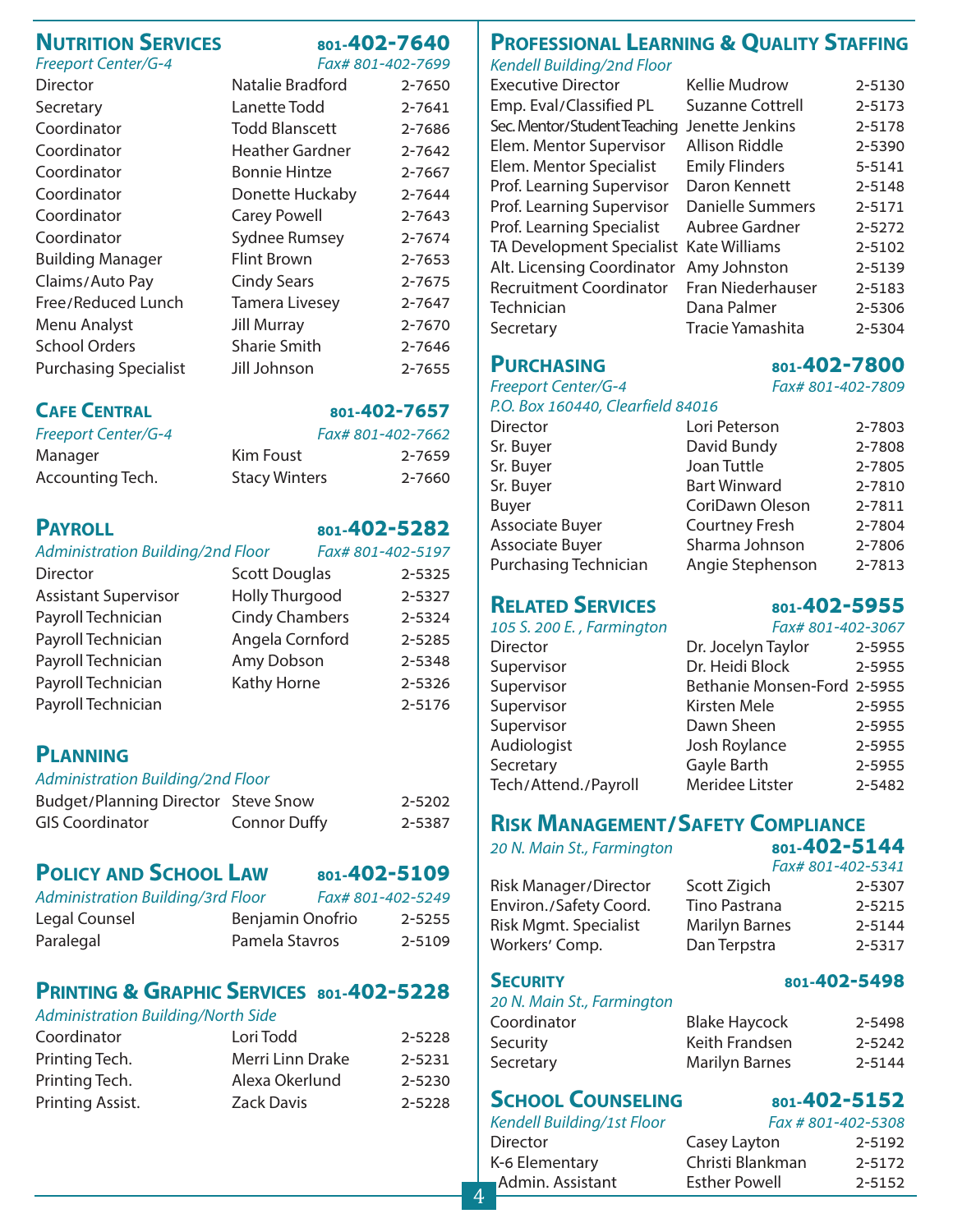## Nutrition Services — 801-402-7640

*Freeport Center/G-4* — *Fax# 801-402-7699*

| Title | Name | Phone |
|---|---|---|
| Director | Natalie Bradford | 2-7650 |
| Secretary | Lanette Todd | 2-7641 |
| Coordinator | Todd Blanscett | 2-7686 |
| Coordinator | Heather Gardner | 2-7642 |
| Coordinator | Bonnie Hintze | 2-7667 |
| Coordinator | Donette Huckaby | 2-7644 |
| Coordinator | Carey Powell | 2-7643 |
| Coordinator | Sydnee Rumsey | 2-7674 |
| Building Manager | Flint Brown | 2-7653 |
| Claims/Auto Pay | Cindy Sears | 2-7675 |
| Free/Reduced Lunch | Tamera Livesey | 2-7647 |
| Menu Analyst | Jill Murray | 2-7670 |
| School Orders | Sharie Smith | 2-7646 |
| Purchasing Specialist | Jill Johnson | 2-7655 |

## Cafe Central — 801-402-7657

*Freeport Center/G-4* — *Fax# 801-402-7662*

| Title | Name | Phone |
|---|---|---|
| Manager | Kim Foust | 2-7659 |
| Accounting Tech. | Stacy Winters | 2-7660 |

## Payroll — 801-402-5282

*Administration Building/2nd Floor* — *Fax# 801-402-5197*

| Title | Name | Phone |
|---|---|---|
| Director | Scott Douglas | 2-5325 |
| Assistant Supervisor | Holly Thurgood | 2-5327 |
| Payroll Technician | Cindy Chambers | 2-5324 |
| Payroll Technician | Angela Cornford | 2-5285 |
| Payroll Technician | Amy Dobson | 2-5348 |
| Payroll Technician | Kathy Horne | 2-5326 |
| Payroll Technician | | 2-5176 |

## Planning

*Administration Building/2nd Floor*

| Title | Name | Phone |
|---|---|---|
| Budget/Planning Director | Steve Snow | 2-5202 |
| GIS Coordinator | Connor Duffy | 2-5387 |

## Policy and School Law — 801-402-5109

*Administration Building/3rd Floor* — *Fax# 801-402-5249*

| Title | Name | Phone |
|---|---|---|
| Legal Counsel | Benjamin Onofrio | 2-5255 |
| Paralegal | Pamela Stavros | 2-5109 |

## Printing & Graphic Services — 801-402-5228

*Administration Building/North Side*

| Title | Name | Phone |
|---|---|---|
| Coordinator | Lori Todd | 2-5228 |
| Printing Tech. | Merri Linn Drake | 2-5231 |
| Printing Tech. | Alexa Okerlund | 2-5230 |
| Printing Assist. | Zack Davis | 2-5228 |

## Professional Learning & Quality Staffing

*Kendell Building/2nd Floor*

| Title | Name | Phone |
|---|---|---|
| Executive Director | Kellie Mudrow | 2-5130 |
| Emp. Eval/Classified PL | Suzanne Cottrell | 2-5173 |
| Sec. Mentor/Student Teaching | Jenette Jenkins | 2-5178 |
| Elem. Mentor Supervisor | Allison Riddle | 2-5390 |
| Elem. Mentor Specialist | Emily Flinders | 5-5141 |
| Prof. Learning Supervisor | Daron Kennett | 2-5148 |
| Prof. Learning Supervisor | Danielle Summers | 2-5171 |
| Prof. Learning Specialist | Aubree Gardner | 2-5272 |
| TA Development Specialist | Kate Williams | 2-5102 |
| Alt. Licensing Coordinator | Amy Johnston | 2-5139 |
| Recruitment Coordinator | Fran Niederhauser | 2-5183 |
| Technician | Dana Palmer | 2-5306 |
| Secretary | Tracie Yamashita | 2-5304 |

## Purchasing — 801-402-7800

*Freeport Center/G-4* — *Fax# 801-402-7809*

*P.O. Box 160440, Clearfield 84016*

| Title | Name | Phone |
|---|---|---|
| Director | Lori Peterson | 2-7803 |
| Sr. Buyer | David Bundy | 2-7808 |
| Sr. Buyer | Joan Tuttle | 2-7805 |
| Sr. Buyer | Bart Winward | 2-7810 |
| Buyer | CoriDawn Oleson | 2-7811 |
| Associate Buyer | Courtney Fresh | 2-7804 |
| Associate Buyer | Sharma Johnson | 2-7806 |
| Purchasing Technician | Angie Stephenson | 2-7813 |

## Related Services — 801-402-5955

*105 S. 200 E., Farmington* — *Fax# 801-402-3067*

| Title | Name | Phone |
|---|---|---|
| Director | Dr. Jocelyn Taylor | 2-5955 |
| Supervisor | Dr. Heidi Block | 2-5955 |
| Supervisor | Bethanie Monsen-Ford | 2-5955 |
| Supervisor | Kirsten Mele | 2-5955 |
| Supervisor | Dawn Sheen | 2-5955 |
| Audiologist | Josh Roylance | 2-5955 |
| Secretary | Gayle Barth | 2-5955 |
| Tech/Attend./Payroll | Meridee Litster | 2-5482 |

## Risk Management/Safety Compliance — 801-402-5144

*20 N. Main St., Farmington* — *Fax# 801-402-5341*

| Title | Name | Phone |
|---|---|---|
| Risk Manager/Director | Scott Zigich | 2-5307 |
| Environ./Safety Coord. | Tino Pastrana | 2-5215 |
| Risk Mgmt. Specialist | Marilyn Barnes | 2-5144 |
| Workers' Comp. | Dan Terpstra | 2-5317 |

## Security — 801-402-5498

*20 N. Main St., Farmington*

| Title | Name | Phone |
|---|---|---|
| Coordinator | Blake Haycock | 2-5498 |
| Security | Keith Frandsen | 2-5242 |
| Secretary | Marilyn Barnes | 2-5144 |

## School Counseling — 801-402-5152

*Kendell Building/1st Floor* — *Fax # 801-402-5308*

| Title | Name | Phone |
|---|---|---|
| Director | Casey Layton | 2-5192 |
| K-6 Elementary | Christi Blankman | 2-5172 |
| Admin. Assistant | Esther Powell | 2-5152 |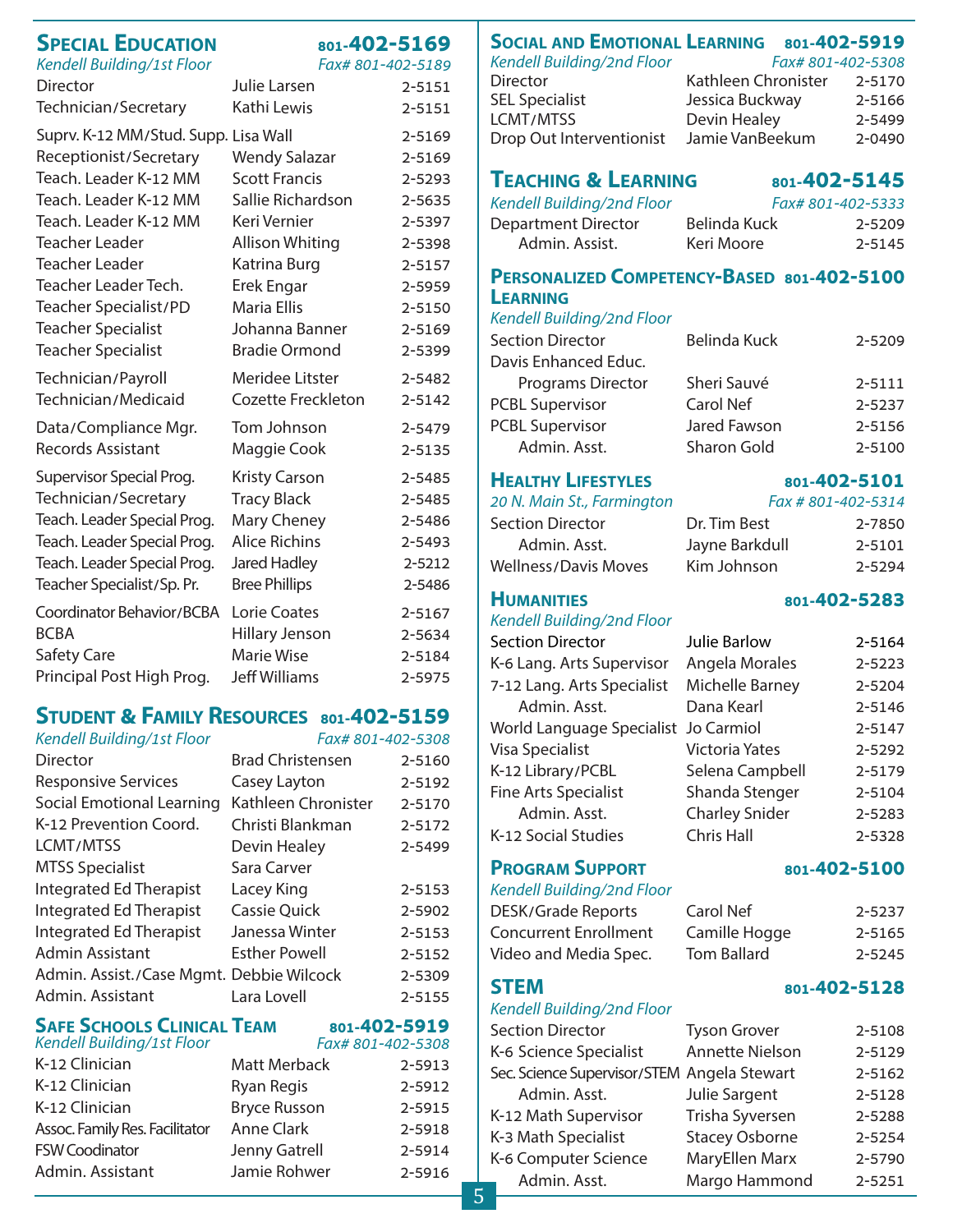## Special Education — 801-402-5169

*Kendell Building/1st Floor* — *Fax# 801-402-5189*

| Title | Name | Ext. |
|---|---|---|
| Director | Julie Larsen | 2-5151 |
| Technician/Secretary | Kathi Lewis | 2-5151 |
| Suprv. K-12 MM/Stud. Supp. | Lisa Wall | 2-5169 |
| Receptionist/Secretary | Wendy Salazar | 2-5169 |
| Teach. Leader K-12 MM | Scott Francis | 2-5293 |
| Teach. Leader K-12 MM | Sallie Richardson | 2-5635 |
| Teach. Leader K-12 MM | Keri Vernier | 2-5397 |
| Teacher Leader | Allison Whiting | 2-5398 |
| Teacher Leader | Katrina Burg | 2-5157 |
| Teacher Leader Tech. | Erek Engar | 2-5959 |
| Teacher Specialist/PD | Maria Ellis | 2-5150 |
| Teacher Specialist | Johanna Banner | 2-5169 |
| Teacher Specialist | Bradie Ormond | 2-5399 |
| Technician/Payroll | Meridee Litster | 2-5482 |
| Technician/Medicaid | Cozette Freckleton | 2-5142 |
| Data/Compliance Mgr. | Tom Johnson | 2-5479 |
| Records Assistant | Maggie Cook | 2-5135 |
| Supervisor Special Prog. | Kristy Carson | 2-5485 |
| Technician/Secretary | Tracy Black | 2-5485 |
| Teach. Leader Special Prog. | Mary Cheney | 2-5486 |
| Teach. Leader Special Prog. | Alice Richins | 2-5493 |
| Teach. Leader Special Prog. | Jared Hadley | 2-5212 |
| Teacher Specialist/Sp. Pr. | Bree Phillips | 2-5486 |
| Coordinator Behavior/BCBA | Lorie Coates | 2-5167 |
| BCBA | Hillary Jenson | 2-5634 |
| Safety Care | Marie Wise | 2-5184 |
| Principal Post High Prog. | Jeff Williams | 2-5975 |

## Student & Family Resources — 801-402-5159

*Kendell Building/1st Floor* — *Fax# 801-402-5308*

| Title | Name | Ext. |
|---|---|---|
| Director | Brad Christensen | 2-5160 |
| Responsive Services | Casey Layton | 2-5192 |
| Social Emotional Learning | Kathleen Chronister | 2-5170 |
| K-12 Prevention Coord. | Christi Blankman | 2-5172 |
| LCMT/MTSS | Devin Healey | 2-5499 |
| MTSS Specialist | Sara Carver | |
| Integrated Ed Therapist | Lacey King | 2-5153 |
| Integrated Ed Therapist | Cassie Quick | 2-5902 |
| Integrated Ed Therapist | Janessa Winter | 2-5153 |
| Admin Assistant | Esther Powell | 2-5152 |
| Admin. Assist./Case Mgmt. | Debbie Wilcock | 2-5309 |
| Admin. Assistant | Lara Lovell | 2-5155 |

## Safe Schools Clinical Team — 801-402-5919

*Kendell Building/1st Floor* — *Fax# 801-402-5308*

| Title | Name | Ext. |
|---|---|---|
| K-12 Clinician | Matt Merback | 2-5913 |
| K-12 Clinician | Ryan Regis | 2-5912 |
| K-12 Clinician | Bryce Russon | 2-5915 |
| Assoc. Family Res. Facilitator | Anne Clark | 2-5918 |
| FSW Coodinator | Jenny Gatrell | 2-5914 |
| Admin. Assistant | Jamie Rohwer | 2-5916 |

## Social and Emotional Learning — 801-402-5919

*Kendell Building/2nd Floor* — *Fax# 801-402-5308*

| Title | Name | Ext. |
|---|---|---|
| Director | Kathleen Chronister | 2-5170 |
| SEL Specialist | Jessica Buckway | 2-5166 |
| LCMT/MTSS | Devin Healey | 2-5499 |
| Drop Out Interventionist | Jamie VanBeekum | 2-0490 |

## Teaching & Learning — 801-402-5145

*Kendell Building/2nd Floor* — *Fax# 801-402-5333*

| Title | Name | Ext. |
|---|---|---|
| Department Director | Belinda Kuck | 2-5209 |
| Admin. Assist. | Keri Moore | 2-5145 |

## Personalized Competency-Based Learning — 801-402-5100

*Kendell Building/2nd Floor*

| Title | Name | Ext. |
|---|---|---|
| Section Director | Belinda Kuck | 2-5209 |
| Davis Enhanced Educ. Programs Director | Sheri Sauvé | 2-5111 |
| PCBL Supervisor | Carol Nef | 2-5237 |
| PCBL Supervisor | Jared Fawson | 2-5156 |
| Admin. Asst. | Sharon Gold | 2-5100 |

## Healthy Lifestyles — 801-402-5101

*20 N. Main St., Farmington* — *Fax # 801-402-5314*

| Title | Name | Ext. |
|---|---|---|
| Section Director | Dr. Tim Best | 2-7850 |
| Admin. Asst. | Jayne Barkdull | 2-5101 |
| Wellness/Davis Moves | Kim Johnson | 2-5294 |

## Humanities — 801-402-5283

*Kendell Building/2nd Floor*

| Title | Name | Ext. |
|---|---|---|
| Section Director | Julie Barlow | 2-5164 |
| K-6 Lang. Arts Supervisor | Angela Morales | 2-5223 |
| 7-12 Lang. Arts Specialist | Michelle Barney | 2-5204 |
| Admin. Asst. | Dana Kearl | 2-5146 |
| World Language Specialist | Jo Carmiol | 2-5147 |
| Visa Specialist | Victoria Yates | 2-5292 |
| K-12 Library/PCBL | Selena Campbell | 2-5179 |
| Fine Arts Specialist | Shanda Stenger | 2-5104 |
| Admin. Asst. | Charley Snider | 2-5283 |
| K-12 Social Studies | Chris Hall | 2-5328 |

## Program Support — 801-402-5100

*Kendell Building/2nd Floor*

| Title | Name | Ext. |
|---|---|---|
| DESK/Grade Reports | Carol Nef | 2-5237 |
| Concurrent Enrollment | Camille Hogge | 2-5165 |
| Video and Media Spec. | Tom Ballard | 2-5245 |

## STEM — 801-402-5128

*Kendell Building/2nd Floor*

| Title | Name | Ext. |
|---|---|---|
| Section Director | Tyson Grover | 2-5108 |
| K-6 Science Specialist | Annette Nielson | 2-5129 |
| Sec. Science Supervisor/STEM | Angela Stewart | 2-5162 |
| Admin. Asst. | Julie Sargent | 2-5128 |
| K-12 Math Supervisor | Trisha Syversen | 2-5288 |
| K-3 Math Specialist | Stacey Osborne | 2-5254 |
| K-6 Computer Science | MaryEllen Marx | 2-5790 |
| Admin. Asst. | Margo Hammond | 2-5251 |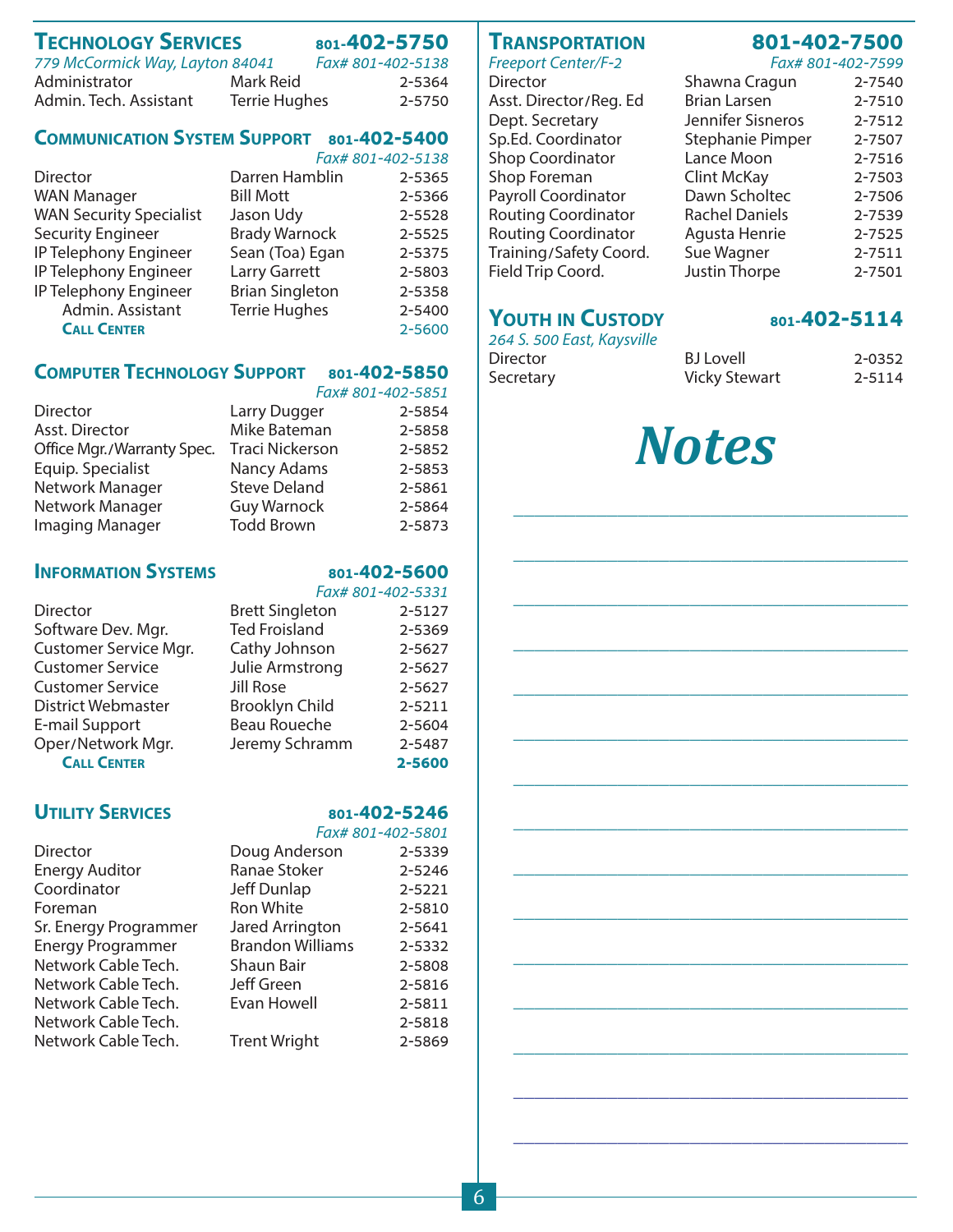## Technology Services — 801-402-5750

*779 McCormick Way, Layton 84041* — *Fax# 801-402-5138*

| | | |
|---|---|---|
| Administrator | Mark Reid | 2-5364 |
| Admin. Tech. Assistant | Terrie Hughes | 2-5750 |

## Communication System Support — 801-402-5400

*Fax# 801-402-5138*

| | | |
|---|---|---|
| Director | Darren Hamblin | 2-5365 |
| WAN Manager | Bill Mott | 2-5366 |
| WAN Security Specialist | Jason Udy | 2-5528 |
| Security Engineer | Brady Warnock | 2-5525 |
| IP Telephony Engineer | Sean (Toa) Egan | 2-5375 |
| IP Telephony Engineer | Larry Garrett | 2-5803 |
| IP Telephony Engineer | Brian Singleton | 2-5358 |
| Admin. Assistant | Terrie Hughes | 2-5400 |
| **Call Center** | | 2-5600 |

## Computer Technology Support — 801-402-5850

*Fax# 801-402-5851*

| | | |
|---|---|---|
| Director | Larry Dugger | 2-5854 |
| Asst. Director | Mike Bateman | 2-5858 |
| Office Mgr./Warranty Spec. | Traci Nickerson | 2-5852 |
| Equip. Specialist | Nancy Adams | 2-5853 |
| Network Manager | Steve Deland | 2-5861 |
| Network Manager | Guy Warnock | 2-5864 |
| Imaging Manager | Todd Brown | 2-5873 |

## Information Systems — 801-402-5600

*Fax# 801-402-5331*

| | | |
|---|---|---|
| Director | Brett Singleton | 2-5127 |
| Software Dev. Mgr. | Ted Froisland | 2-5369 |
| Customer Service Mgr. | Cathy Johnson | 2-5627 |
| Customer Service | Julie Armstrong | 2-5627 |
| Customer Service | Jill Rose | 2-5627 |
| District Webmaster | Brooklyn Child | 2-5211 |
| E-mail Support | Beau Roueche | 2-5604 |
| Oper/Network Mgr. | Jeremy Schramm | 2-5487 |
| **Call Center** | | **2-5600** |

## Utility Services — 801-402-5246

*Fax# 801-402-5801*

| | | |
|---|---|---|
| Director | Doug Anderson | 2-5339 |
| Energy Auditor | Ranae Stoker | 2-5246 |
| Coordinator | Jeff Dunlap | 2-5221 |
| Foreman | Ron White | 2-5810 |
| Sr. Energy Programmer | Jared Arrington | 2-5641 |
| Energy Programmer | Brandon Williams | 2-5332 |
| Network Cable Tech. | Shaun Bair | 2-5808 |
| Network Cable Tech. | Jeff Green | 2-5816 |
| Network Cable Tech. | Evan Howell | 2-5811 |
| Network Cable Tech. | | 2-5818 |
| Network Cable Tech. | Trent Wright | 2-5869 |

## Transportation — 801-402-7500

*Freeport Center/F-2* — *Fax# 801-402-7599*

| | | |
|---|---|---|
| Director | Shawna Cragun | 2-7540 |
| Asst. Director/Reg. Ed | Brian Larsen | 2-7510 |
| Dept. Secretary | Jennifer Sisneros | 2-7512 |
| Sp.Ed. Coordinator | Stephanie Pimper | 2-7507 |
| Shop Coordinator | Lance Moon | 2-7516 |
| Shop Foreman | Clint McKay | 2-7503 |
| Payroll Coordinator | Dawn Scholtec | 2-7506 |
| Routing Coordinator | Rachel Daniels | 2-7539 |
| Routing Coordinator | Agusta Henrie | 2-7525 |
| Training/Safety Coord. | Sue Wagner | 2-7511 |
| Field Trip Coord. | Justin Thorpe | 2-7501 |

## Youth in Custody — 801-402-5114

*264 S. 500 East, Kaysville*

| | | |
|---|---|---|
| Director | BJ Lovell | 2-0352 |
| Secretary | Vicky Stewart | 2-5114 |

# *Notes*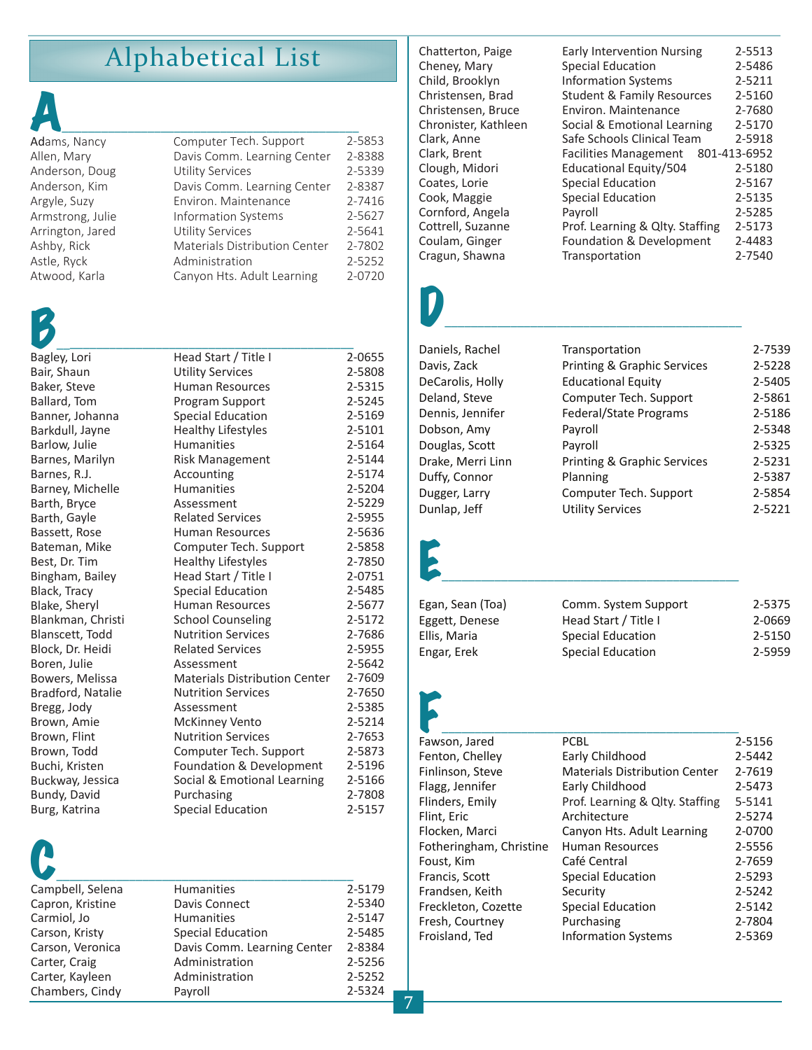# Alphabetical List

## A

| | | |
|---|---|---|
| Adams, Nancy | Computer Tech. Support | 2-5853 |
| Allen, Mary | Davis Comm. Learning Center | 2-8388 |
| Anderson, Doug | Utility Services | 2-5339 |
| Anderson, Kim | Davis Comm. Learning Center | 2-8387 |
| Argyle, Suzy | Environ. Maintenance | 2-7416 |
| Armstrong, Julie | Information Systems | 2-5627 |
| Arrington, Jared | Utility Services | 2-5641 |
| Ashby, Rick | Materials Distribution Center | 2-7802 |
| Astle, Ryck | Administration | 2-5252 |
| Atwood, Karla | Canyon Hts. Adult Learning | 2-0720 |

## B

| | | |
|---|---|---|
| Bagley, Lori | Head Start / Title I | 2-0655 |
| Bair, Shaun | Utility Services | 2-5808 |
| Baker, Steve | Human Resources | 2-5315 |
| Ballard, Tom | Program Support | 2-5245 |
| Banner, Johanna | Special Education | 2-5169 |
| Barkdull, Jayne | Healthy Lifestyles | 2-5101 |
| Barlow, Julie | Humanities | 2-5164 |
| Barnes, Marilyn | Risk Management | 2-5144 |
| Barnes, R.J. | Accounting | 2-5174 |
| Barney, Michelle | Humanities | 2-5204 |
| Barth, Bryce | Assessment | 2-5229 |
| Barth, Gayle | Related Services | 2-5955 |
| Bassett, Rose | Human Resources | 2-5636 |
| Bateman, Mike | Computer Tech. Support | 2-5858 |
| Best, Dr. Tim | Healthy Lifestyles | 2-7850 |
| Bingham, Bailey | Head Start / Title I | 2-0751 |
| Black, Tracy | Special Education | 2-5485 |
| Blake, Sheryl | Human Resources | 2-5677 |
| Blankman, Christi | School Counseling | 2-5172 |
| Blanscett, Todd | Nutrition Services | 2-7686 |
| Block, Dr. Heidi | Related Services | 2-5955 |
| Boren, Julie | Assessment | 2-5642 |
| Bowers, Melissa | Materials Distribution Center | 2-7609 |
| Bradford, Natalie | Nutrition Services | 2-7650 |
| Bregg, Jody | Assessment | 2-5385 |
| Brown, Amie | McKinney Vento | 2-5214 |
| Brown, Flint | Nutrition Services | 2-7653 |
| Brown, Todd | Computer Tech. Support | 2-5873 |
| Buchi, Kristen | Foundation & Development | 2-5196 |
| Buckway, Jessica | Social & Emotional Learning | 2-5166 |
| Bundy, David | Purchasing | 2-7808 |
| Burg, Katrina | Special Education | 2-5157 |

## C

| | | |
|---|---|---|
| Campbell, Selena | Humanities | 2-5179 |
| Capron, Kristine | Davis Connect | 2-5340 |
| Carmiol, Jo | Humanities | 2-5147 |
| Carson, Kristy | Special Education | 2-5485 |
| Carson, Veronica | Davis Comm. Learning Center | 2-8384 |
| Carter, Craig | Administration | 2-5256 |
| Carter, Kayleen | Administration | 2-5252 |
| Chambers, Cindy | Payroll | 2-5324 |
| Chatterton, Paige | Early Intervention Nursing | 2-5513 |
| Cheney, Mary | Special Education | 2-5486 |
| Child, Brooklyn | Information Systems | 2-5211 |
| Christensen, Brad | Student & Family Resources | 2-5160 |
| Christensen, Bruce | Environ. Maintenance | 2-7680 |
| Chronister, Kathleen | Social & Emotional Learning | 2-5170 |
| Clark, Anne | Safe Schools Clinical Team | 2-5918 |
| Clark, Brent | Facilities Management | 801-413-6952 |
| Clough, Midori | Educational Equity/504 | 2-5180 |
| Coates, Lorie | Special Education | 2-5167 |
| Cook, Maggie | Special Education | 2-5135 |
| Cornford, Angela | Payroll | 2-5285 |
| Cottrell, Suzanne | Prof. Learning & Qlty. Staffing | 2-5173 |
| Coulam, Ginger | Foundation & Development | 2-4483 |
| Cragun, Shawna | Transportation | 2-7540 |

## D

| | | |
|---|---|---|
| Daniels, Rachel | Transportation | 2-7539 |
| Davis, Zack | Printing & Graphic Services | 2-5228 |
| DeCarolis, Holly | Educational Equity | 2-5405 |
| Deland, Steve | Computer Tech. Support | 2-5861 |
| Dennis, Jennifer | Federal/State Programs | 2-5186 |
| Dobson, Amy | Payroll | 2-5348 |
| Douglas, Scott | Payroll | 2-5325 |
| Drake, Merri Linn | Printing & Graphic Services | 2-5231 |
| Duffy, Connor | Planning | 2-5387 |
| Dugger, Larry | Computer Tech. Support | 2-5854 |
| Dunlap, Jeff | Utility Services | 2-5221 |

## E

| | | |
|---|---|---|
| Egan, Sean (Toa) | Comm. System Support | 2-5375 |
| Eggett, Denese | Head Start / Title I | 2-0669 |
| Ellis, Maria | Special Education | 2-5150 |
| Engar, Erek | Special Education | 2-5959 |

## F

| | | |
|---|---|---|
| Fawson, Jared | PCBL | 2-5156 |
| Fenton, Chelley | Early Childhood | 2-5442 |
| Finlinson, Steve | Materials Distribution Center | 2-7619 |
| Flagg, Jennifer | Early Childhood | 2-5473 |
| Flinders, Emily | Prof. Learning & Qlty. Staffing | 5-5141 |
| Flint, Eric | Architecture | 2-5274 |
| Flocken, Marci | Canyon Hts. Adult Learning | 2-0700 |
| Fotheringham, Christine | Human Resources | 2-5556 |
| Foust, Kim | Café Central | 2-7659 |
| Francis, Scott | Special Education | 2-5293 |
| Frandsen, Keith | Security | 2-5242 |
| Freckleton, Cozette | Special Education | 2-5142 |
| Fresh, Courtney | Purchasing | 2-7804 |
| Froisland, Ted | Information Systems | 2-5369 |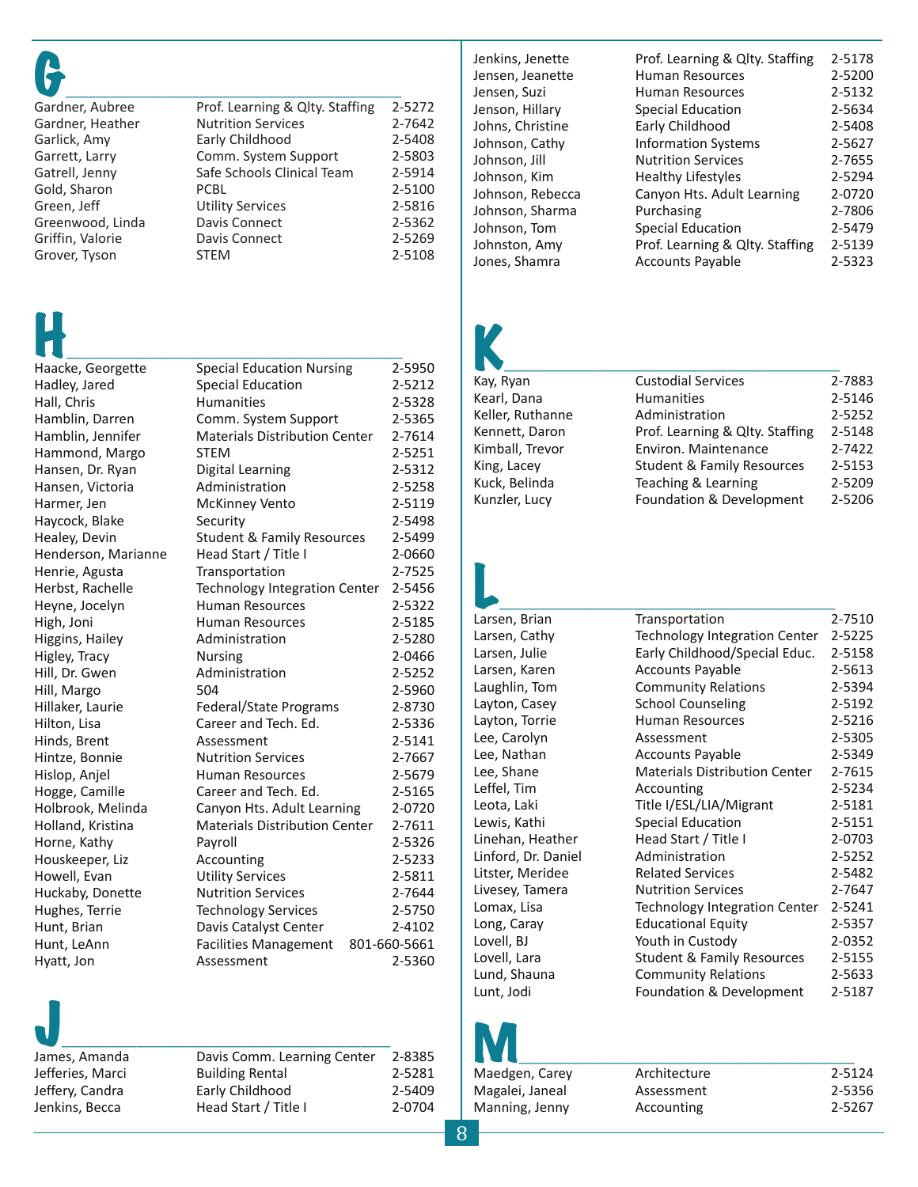## G

| Name | Department | Phone |
|---|---|---|
| Gardner, Aubree | Prof. Learning & Qlty. Staffing | 2-5272 |
| Gardner, Heather | Nutrition Services | 2-7642 |
| Garlick, Amy | Early Childhood | 2-5408 |
| Garrett, Larry | Comm. System Support | 2-5803 |
| Gatrell, Jenny | Safe Schools Clinical Team | 2-5914 |
| Gold, Sharon | PCBL | 2-5100 |
| Green, Jeff | Utility Services | 2-5816 |
| Greenwood, Linda | Davis Connect | 2-5362 |
| Griffin, Valorie | Davis Connect | 2-5269 |
| Grover, Tyson | STEM | 2-5108 |

## H

| Name | Department | Phone |
|---|---|---|
| Haacke, Georgette | Special Education Nursing | 2-5950 |
| Hadley, Jared | Special Education | 2-5212 |
| Hall, Chris | Humanities | 2-5328 |
| Hamblin, Darren | Comm. System Support | 2-5365 |
| Hamblin, Jennifer | Materials Distribution Center | 2-7614 |
| Hammond, Margo | STEM | 2-5251 |
| Hansen, Dr. Ryan | Digital Learning | 2-5312 |
| Hansen, Victoria | Administration | 2-5258 |
| Harmer, Jen | McKinney Vento | 2-5119 |
| Haycock, Blake | Security | 2-5498 |
| Healey, Devin | Student & Family Resources | 2-5499 |
| Henderson, Marianne | Head Start / Title I | 2-0660 |
| Henrie, Agusta | Transportation | 2-7525 |
| Herbst, Rachelle | Technology Integration Center | 2-5456 |
| Heyne, Jocelyn | Human Resources | 2-5322 |
| High, Joni | Human Resources | 2-5185 |
| Higgins, Hailey | Administration | 2-5280 |
| Higley, Tracy | Nursing | 2-0466 |
| Hill, Dr. Gwen | Administration | 2-5252 |
| Hill, Margo | 504 | 2-5960 |
| Hillaker, Laurie | Federal/State Programs | 2-8730 |
| Hilton, Lisa | Career and Tech. Ed. | 2-5336 |
| Hinds, Brent | Assessment | 2-5141 |
| Hintze, Bonnie | Nutrition Services | 2-7667 |
| Hislop, Anjel | Human Resources | 2-5679 |
| Hogge, Camille | Career and Tech. Ed. | 2-5165 |
| Holbrook, Melinda | Canyon Hts. Adult Learning | 2-0720 |
| Holland, Kristina | Materials Distribution Center | 2-7611 |
| Horne, Kathy | Payroll | 2-5326 |
| Houskeeper, Liz | Accounting | 2-5233 |
| Howell, Evan | Utility Services | 2-5811 |
| Huckaby, Donette | Nutrition Services | 2-7644 |
| Hughes, Terrie | Technology Services | 2-5750 |
| Hunt, Brian | Davis Catalyst Center | 2-4102 |
| Hunt, LeAnn | Facilities Management | 801-660-5661 |
| Hyatt, Jon | Assessment | 2-5360 |

## J

| Name | Department | Phone |
|---|---|---|
| James, Amanda | Davis Comm. Learning Center | 2-8385 |
| Jefferies, Marci | Building Rental | 2-5281 |
| Jeffery, Candra | Early Childhood | 2-5409 |
| Jenkins, Becca | Head Start / Title I | 2-0704 |
| Jenkins, Jenette | Prof. Learning & Qlty. Staffing | 2-5178 |
| Jensen, Jeanette | Human Resources | 2-5200 |
| Jensen, Suzi | Human Resources | 2-5132 |
| Jenson, Hillary | Special Education | 2-5634 |
| Johns, Christine | Early Childhood | 2-5408 |
| Johnson, Cathy | Information Systems | 2-5627 |
| Johnson, Jill | Nutrition Services | 2-7655 |
| Johnson, Kim | Healthy Lifestyles | 2-5294 |
| Johnson, Rebecca | Canyon Hts. Adult Learning | 2-0720 |
| Johnson, Sharma | Purchasing | 2-7806 |
| Johnson, Tom | Special Education | 2-5479 |
| Johnston, Amy | Prof. Learning & Qlty. Staffing | 2-5139 |
| Jones, Shamra | Accounts Payable | 2-5323 |

## K

| Name | Department | Phone |
|---|---|---|
| Kay, Ryan | Custodial Services | 2-7883 |
| Kearl, Dana | Humanities | 2-5146 |
| Keller, Ruthanne | Administration | 2-5252 |
| Kennett, Daron | Prof. Learning & Qlty. Staffing | 2-5148 |
| Kimball, Trevor | Environ. Maintenance | 2-7422 |
| King, Lacey | Student & Family Resources | 2-5153 |
| Kuck, Belinda | Teaching & Learning | 2-5209 |
| Kunzler, Lucy | Foundation & Development | 2-5206 |

## L

| Name | Department | Phone |
|---|---|---|
| Larsen, Brian | Transportation | 2-7510 |
| Larsen, Cathy | Technology Integration Center | 2-5225 |
| Larsen, Julie | Early Childhood/Special Educ. | 2-5158 |
| Larsen, Karen | Accounts Payable | 2-5613 |
| Laughlin, Tom | Community Relations | 2-5394 |
| Layton, Casey | School Counseling | 2-5192 |
| Layton, Torrie | Human Resources | 2-5216 |
| Lee, Carolyn | Assessment | 2-5305 |
| Lee, Nathan | Accounts Payable | 2-5349 |
| Lee, Shane | Materials Distribution Center | 2-7615 |
| Leffel, Tim | Accounting | 2-5234 |
| Leota, Laki | Title I/ESL/LIA/Migrant | 2-5181 |
| Lewis, Kathi | Special Education | 2-5151 |
| Linehan, Heather | Head Start / Title I | 2-0703 |
| Linford, Dr. Daniel | Administration | 2-5252 |
| Litster, Meridee | Related Services | 2-5482 |
| Livesey, Tamera | Nutrition Services | 2-7647 |
| Lomax, Lisa | Technology Integration Center | 2-5241 |
| Long, Caray | Educational Equity | 2-5357 |
| Lovell, BJ | Youth in Custody | 2-0352 |
| Lovell, Lara | Student & Family Resources | 2-5155 |
| Lund, Shauna | Community Relations | 2-5633 |
| Lunt, Jodi | Foundation & Development | 2-5187 |

## M

| Name | Department | Phone |
|---|---|---|
| Maedgen, Carey | Architecture | 2-5124 |
| Magalei, Janeal | Assessment | 2-5356 |
| Manning, Jenny | Accounting | 2-5267 |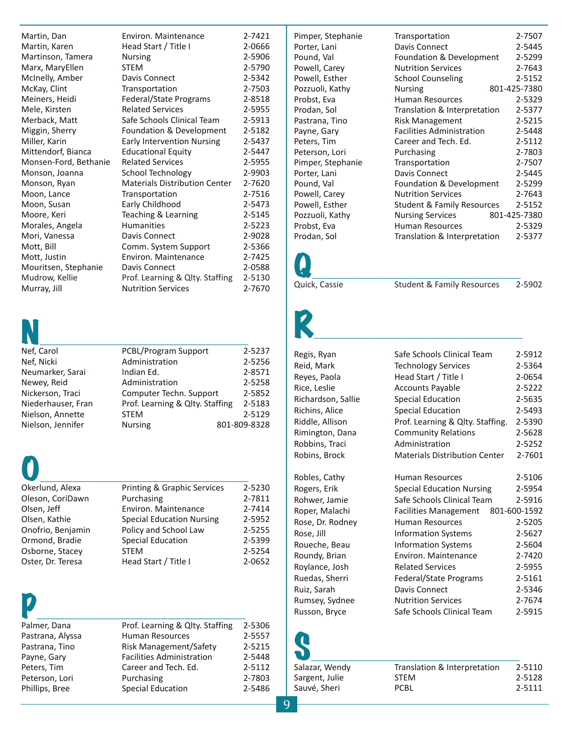| | | |
|---|---|---|
| Martin, Dan | Environ. Maintenance | 2-7421 |
| Martin, Karen | Head Start / Title I | 2-0666 |
| Martinson, Tamera | Nursing | 2-5906 |
| Marx, MaryEllen | STEM | 2-5790 |
| McInelly, Amber | Davis Connect | 2-5342 |
| McKay, Clint | Transportation | 2-7503 |
| Meiners, Heidi | Federal/State Programs | 2-8518 |
| Mele, Kirsten | Related Services | 2-5955 |
| Merback, Matt | Safe Schools Clinical Team | 2-5913 |
| Miggin, Sherry | Foundation & Development | 2-5182 |
| Miller, Karin | Early Intervention Nursing | 2-5437 |
| Mittendorf, Bianca | Educational Equity | 2-5447 |
| Monsen-Ford, Bethanie | Related Services | 2-5955 |
| Monson, Joanna | School Technology | 2-9903 |
| Monson, Ryan | Materials Distribution Center | 2-7620 |
| Moon, Lance | Transportation | 2-7516 |
| Moon, Susan | Early Childhood | 2-5473 |
| Moore, Keri | Teaching & Learning | 2-5145 |
| Morales, Angela | Humanities | 2-5223 |
| Mori, Vanessa | Davis Connect | 2-9028 |
| Mott, Bill | Comm. System Support | 2-5366 |
| Mott, Justin | Environ. Maintenance | 2-7425 |
| Mouritsen, Stephanie | Davis Connect | 2-0588 |
| Mudrow, Kellie | Prof. Learning & Qlty. Staffing | 2-5130 |
| Murray, Jill | Nutrition Services | 2-7670 |

# N

| | | |
|---|---|---|
| Nef, Carol | PCBL/Program Support | 2-5237 |
| Nef, Nicki | Administration | 2-5256 |
| Neumarker, Sarai | Indian Ed. | 2-8571 |
| Newey, Reid | Administration | 2-5258 |
| Nickerson, Traci | Computer Techn. Support | 2-5852 |
| Niederhauser, Fran | Prof. Learning & Qlty. Staffing | 2-5183 |
| Nielson, Annette | STEM | 2-5129 |
| Nielson, Jennifer | Nursing | 801-809-8328 |

# O

| | | |
|---|---|---|
| Okerlund, Alexa | Printing & Graphic Services | 2-5230 |
| Oleson, CoriDawn | Purchasing | 2-7811 |
| Olsen, Jeff | Environ. Maintenance | 2-7414 |
| Olsen, Kathie | Special Education Nursing | 2-5952 |
| Onofrio, Benjamin | Policy and School Law | 2-5255 |
| Ormond, Bradie | Special Education | 2-5399 |
| Osborne, Stacey | STEM | 2-5254 |
| Oster, Dr. Teresa | Head Start / Title I | 2-0652 |

# P

| | | |
|---|---|---|
| Palmer, Dana | Prof. Learning & Qlty. Staffing | 2-5306 |
| Pastrana, Alyssa | Human Resources | 2-5557 |
| Pastrana, Tino | Risk Management/Safety | 2-5215 |
| Payne, Gary | Facilities Administration | 2-5448 |
| Peters, Tim | Career and Tech. Ed. | 2-5112 |
| Peterson, Lori | Purchasing | 2-7803 |
| Phillips, Bree | Special Education | 2-5486 |
| Pimper, Stephanie | Transportation | 2-7507 |
| Porter, Lani | Davis Connect | 2-5445 |
| Pound, Val | Foundation & Development | 2-5299 |
| Powell, Carey | Nutrition Services | 2-7643 |
| Powell, Esther | School Counseling | 2-5152 |
| Pozzuoli, Kathy | Nursing | 801-425-7380 |
| Probst, Eva | Human Resources | 2-5329 |
| Prodan, Sol | Translation & Interpretation | 2-5377 |
| Pastrana, Tino | Risk Management | 2-5215 |
| Payne, Gary | Facilities Administration | 2-5448 |
| Peters, Tim | Career and Tech. Ed. | 2-5112 |
| Peterson, Lori | Purchasing | 2-7803 |
| Pimper, Stephanie | Transportation | 2-7507 |
| Porter, Lani | Davis Connect | 2-5445 |
| Pound, Val | Foundation & Development | 2-5299 |
| Powell, Carey | Nutrition Services | 2-7643 |
| Powell, Esther | Student & Family Resources | 2-5152 |
| Pozzuoli, Kathy | Nursing Services | 801-425-7380 |
| Probst, Eva | Human Resources | 2-5329 |
| Prodan, Sol | Translation & Interpretation | 2-5377 |

# Q

| | | |
|---|---|---|
| Quick, Cassie | Student & Family Resources | 2-5902 |

# R

| | | |
|---|---|---|
| Regis, Ryan | Safe Schools Clinical Team | 2-5912 |
| Reid, Mark | Technology Services | 2-5364 |
| Reyes, Paola | Head Start / Title I | 2-0654 |
| Rice, Leslie | Accounts Payable | 2-5222 |
| Richardson, Sallie | Special Education | 2-5635 |
| Richins, Alice | Special Education | 2-5493 |
| Riddle, Allison | Prof. Learning & Qlty. Staffing. | 2-5390 |
| Rimington, Dana | Community Relations | 2-5628 |
| Robbins, Traci | Administration | 2-5252 |
| Robins, Brock | Materials Distribution Center | 2-7601 |
| Robles, Cathy | Human Resources | 2-5106 |
| Rogers, Erik | Special Education Nursing | 2-5954 |
| Rohwer, Jamie | Safe Schools Clinical Team | 2-5916 |
| Roper, Malachi | Facilities Management | 801-600-1592 |
| Rose, Dr. Rodney | Human Resources | 2-5205 |
| Rose, Jill | Information Systems | 2-5627 |
| Roueche, Beau | Information Systems | 2-5604 |
| Roundy, Brian | Environ. Maintenance | 2-7420 |
| Roylance, Josh | Related Services | 2-5955 |
| Ruedas, Sherri | Federal/State Programs | 2-5161 |
| Ruiz, Sarah | Davis Connect | 2-5346 |
| Rumsey, Sydnee | Nutrition Services | 2-7674 |
| Russon, Bryce | Safe Schools Clinical Team | 2-5915 |

# S

| | | |
|---|---|---|
| Salazar, Wendy | Translation & Interpretation | 2-5110 |
| Sargent, Julie | STEM | 2-5128 |
| Sauvé, Sheri | PCBL | 2-5111 |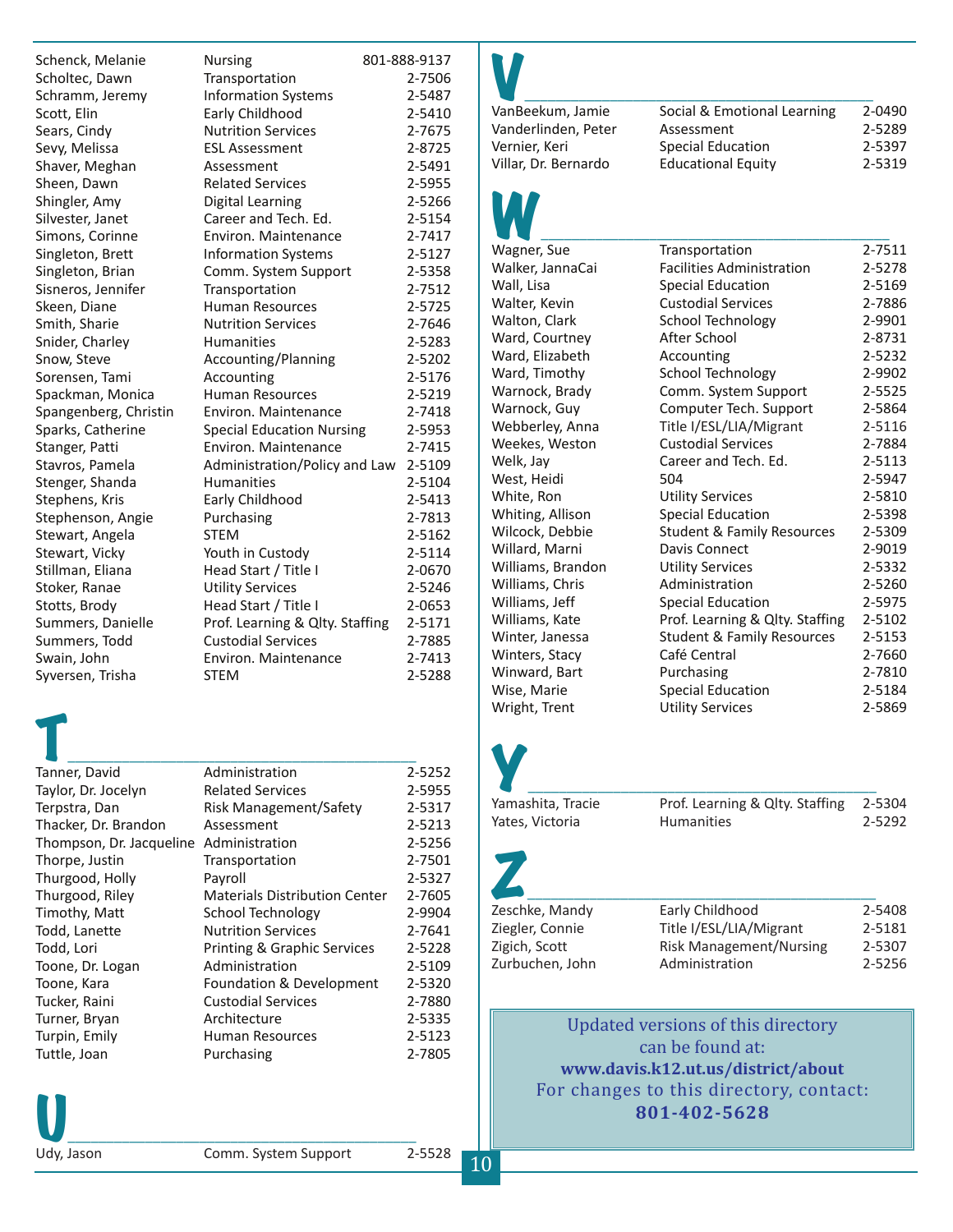| | | |
|---|---|---|
| Schenck, Melanie | Nursing | 801-888-9137 |
| Scholtec, Dawn | Transportation | 2-7506 |
| Schramm, Jeremy | Information Systems | 2-5487 |
| Scott, Elin | Early Childhood | 2-5410 |
| Sears, Cindy | Nutrition Services | 2-7675 |
| Sevy, Melissa | ESL Assessment | 2-8725 |
| Shaver, Meghan | Assessment | 2-5491 |
| Sheen, Dawn | Related Services | 2-5955 |
| Shingler, Amy | Digital Learning | 2-5266 |
| Silvester, Janet | Career and Tech. Ed. | 2-5154 |
| Simons, Corinne | Environ. Maintenance | 2-7417 |
| Singleton, Brett | Information Systems | 2-5127 |
| Singleton, Brian | Comm. System Support | 2-5358 |
| Sisneros, Jennifer | Transportation | 2-7512 |
| Skeen, Diane | Human Resources | 2-5725 |
| Smith, Sharie | Nutrition Services | 2-7646 |
| Snider, Charley | Humanities | 2-5283 |
| Snow, Steve | Accounting/Planning | 2-5202 |
| Sorensen, Tami | Accounting | 2-5176 |
| Spackman, Monica | Human Resources | 2-5219 |
| Spangenberg, Christin | Environ. Maintenance | 2-7418 |
| Sparks, Catherine | Special Education Nursing | 2-5953 |
| Stanger, Patti | Environ. Maintenance | 2-7415 |
| Stavros, Pamela | Administration/Policy and Law | 2-5109 |
| Stenger, Shanda | Humanities | 2-5104 |
| Stephens, Kris | Early Childhood | 2-5413 |
| Stephenson, Angie | Purchasing | 2-7813 |
| Stewart, Angela | STEM | 2-5162 |
| Stewart, Vicky | Youth in Custody | 2-5114 |
| Stillman, Eliana | Head Start / Title I | 2-0670 |
| Stoker, Ranae | Utility Services | 2-5246 |
| Stotts, Brody | Head Start / Title I | 2-0653 |
| Summers, Danielle | Prof. Learning & Qlty. Staffing | 2-5171 |
| Summers, Todd | Custodial Services | 2-7885 |
| Swain, John | Environ. Maintenance | 2-7413 |
| Syversen, Trisha | STEM | 2-5288 |

# T

| | | |
|---|---|---|
| Tanner, David | Administration | 2-5252 |
| Taylor, Dr. Jocelyn | Related Services | 2-5955 |
| Terpstra, Dan | Risk Management/Safety | 2-5317 |
| Thacker, Dr. Brandon | Assessment | 2-5213 |
| Thompson, Dr. Jacqueline | Administration | 2-5256 |
| Thorpe, Justin | Transportation | 2-7501 |
| Thurgood, Holly | Payroll | 2-5327 |
| Thurgood, Riley | Materials Distribution Center | 2-7605 |
| Timothy, Matt | School Technology | 2-9904 |
| Todd, Lanette | Nutrition Services | 2-7641 |
| Todd, Lori | Printing & Graphic Services | 2-5228 |
| Toone, Dr. Logan | Administration | 2-5109 |
| Toone, Kara | Foundation & Development | 2-5320 |
| Tucker, Raini | Custodial Services | 2-7880 |
| Turner, Bryan | Architecture | 2-5335 |
| Turpin, Emily | Human Resources | 2-5123 |
| Tuttle, Joan | Purchasing | 2-7805 |

# U

| | | |
|---|---|---|
| Udy, Jason | Comm. System Support | 2-5528 |

# V

| | | |
|---|---|---|
| VanBeekum, Jamie | Social & Emotional Learning | 2-0490 |
| Vanderlinden, Peter | Assessment | 2-5289 |
| Vernier, Keri | Special Education | 2-5397 |
| Villar, Dr. Bernardo | Educational Equity | 2-5319 |

# W

| | | |
|---|---|---|
| Wagner, Sue | Transportation | 2-7511 |
| Walker, JannaCai | Facilities Administration | 2-5278 |
| Wall, Lisa | Special Education | 2-5169 |
| Walter, Kevin | Custodial Services | 2-7886 |
| Walton, Clark | School Technology | 2-9901 |
| Ward, Courtney | After School | 2-8731 |
| Ward, Elizabeth | Accounting | 2-5232 |
| Ward, Timothy | School Technology | 2-9902 |
| Warnock, Brady | Comm. System Support | 2-5525 |
| Warnock, Guy | Computer Tech. Support | 2-5864 |
| Webberley, Anna | Title I/ESL/LIA/Migrant | 2-5116 |
| Weekes, Weston | Custodial Services | 2-7884 |
| Welk, Jay | Career and Tech. Ed. | 2-5113 |
| West, Heidi | 504 | 2-5947 |
| White, Ron | Utility Services | 2-5810 |
| Whiting, Allison | Special Education | 2-5398 |
| Wilcock, Debbie | Student & Family Resources | 2-5309 |
| Willard, Marni | Davis Connect | 2-9019 |
| Williams, Brandon | Utility Services | 2-5332 |
| Williams, Chris | Administration | 2-5260 |
| Williams, Jeff | Special Education | 2-5975 |
| Williams, Kate | Prof. Learning & Qlty. Staffing | 2-5102 |
| Winter, Janessa | Student & Family Resources | 2-5153 |
| Winters, Stacy | Café Central | 2-7660 |
| Winward, Bart | Purchasing | 2-7810 |
| Wise, Marie | Special Education | 2-5184 |
| Wright, Trent | Utility Services | 2-5869 |

# Y

| | | |
|---|---|---|
| Yamashita, Tracie | Prof. Learning & Qlty. Staffing | 2-5304 |
| Yates, Victoria | Humanities | 2-5292 |

# Z

| | | |
|---|---|---|
| Zeschke, Mandy | Early Childhood | 2-5408 |
| Ziegler, Connie | Title I/ESL/LIA/Migrant | 2-5181 |
| Zigich, Scott | Risk Management/Nursing | 2-5307 |
| Zurbuchen, John | Administration | 2-5256 |

Updated versions of this directory can be found at:
**www.davis.k12.ut.us/district/about**
For changes to this directory, contact:
**801-402-5628**